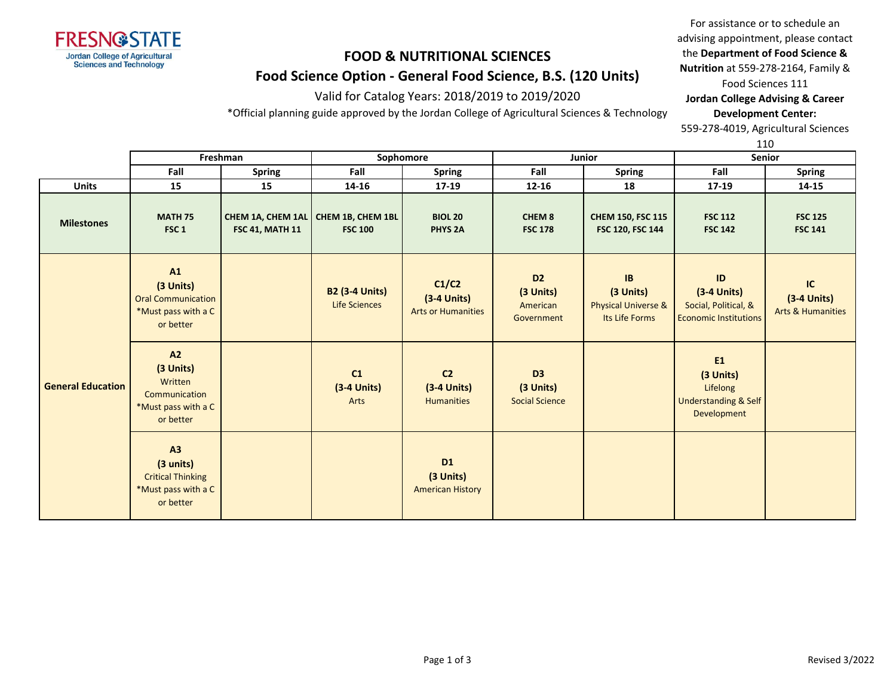FRESNO STATE
Jordan College of Agricultural Sciences and Technology

# FOOD & NUTRITIONAL SCIENCES

## Food Science Option - General Food Science, B.S. (120 Units)

Valid for Catalog Years: 2018/2019 to 2019/2020

*Official planning guide approved by the Jordan College of Agricultural Sciences & Technology

For assistance or to schedule an advising appointment, please contact the **Department of Food Science & Nutrition** at 559-278-2164, Family & Food Sciences 111

**Jordan College Advising & Career Development Center:** 559-278-4019, Agricultural Sciences 110

| | Freshman | | Sophomore | | Junior | | Senior | |
|---|---|---|---|---|---|---|---|---|
| | Fall | Spring | Fall | Spring | Fall | Spring | Fall | Spring |
| **Units** | **15** | **15** | **14-16** | **17-19** | **12-16** | **18** | **17-19** | **14-15** |
| **Milestones** | **MATH 75 FSC 1** | **CHEM 1A, CHEM 1AL FSC 41, MATH 11** | **CHEM 1B, CHEM 1BL FSC 100** | **BIOL 20 PHYS 2A** | **CHEM 8 FSC 178** | **CHEM 150, FSC 115 FSC 120, FSC 144** | **FSC 112 FSC 142** | **FSC 125 FSC 141** |
| **General Education** | **A1 (3 Units)** Oral Communication *Must pass with a C or better | | **B2 (3-4 Units)** Life Sciences | **C1/C2 (3-4 Units)** Arts or Humanities | **D2 (3 Units)** American Government | **IB (3 Units)** Physical Universe & Its Life Forms | **ID (3-4 Units)** Social, Political, & Economic Institutions | **IC (3-4 Units)** Arts & Humanities |
| | **A2 (3 Units)** Written Communication *Must pass with a C or better | | **C1 (3-4 Units)** Arts | **C2 (3-4 Units)** Humanities | **D3 (3 Units)** Social Science | | **E1 (3 Units)** Lifelong Understanding & Self Development | |
| | **A3 (3 units)** Critical Thinking *Must pass with a C or better | | | **D1 (3 Units)** American History | | | | |

Revised 3/2022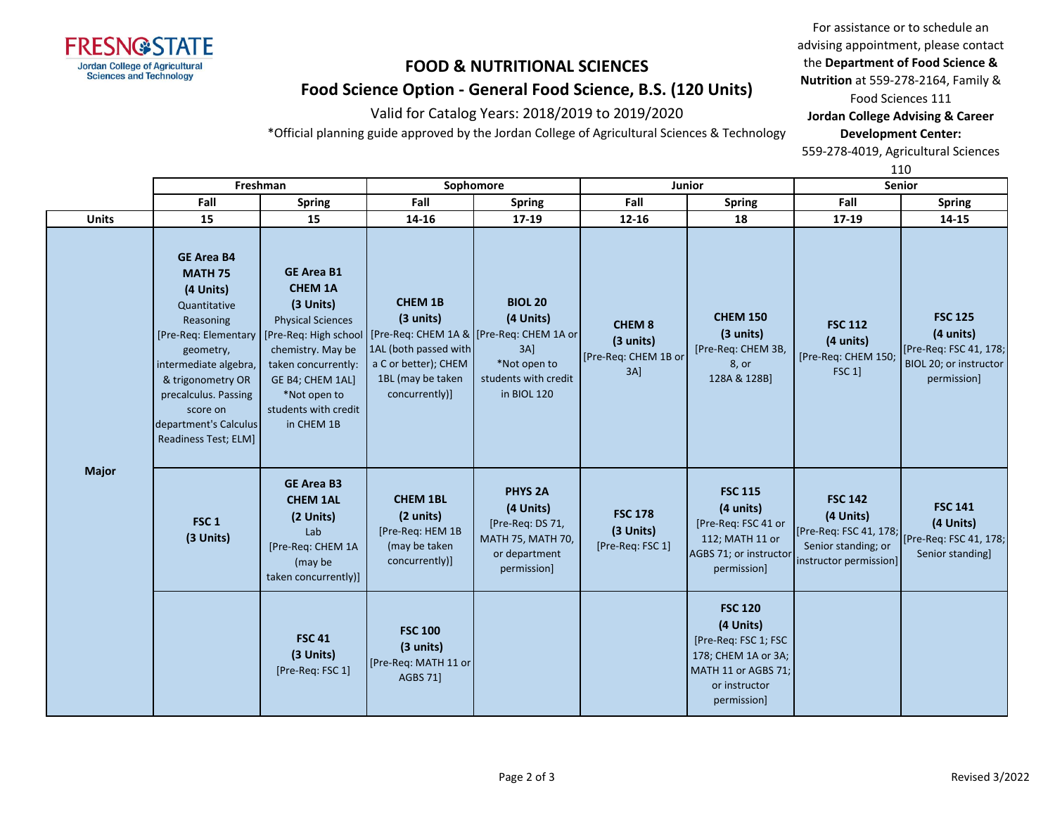# FOOD & NUTRITIONAL SCIENCES

## Food Science Option - General Food Science, B.S. (120 Units)

Valid for Catalog Years: 2018/2019 to 2019/2020

*Official planning guide approved by the Jordan College of Agricultural Sciences & Technology

For assistance or to schedule an advising appointment, please contact the **Department of Food Science & Nutrition** at 559-278-2164, Family & Food Sciences 111

**Jordan College Advising & Career Development Center:**
559-278-4019, Agricultural Sciences 110

| | Freshman | | Sophomore | | Junior | | Senior | |
|---|---|---|---|---|---|---|---|---|
| | Fall | Spring | Fall | Spring | Fall | Spring | Fall | Spring |
| **Units** | 15 | 15 | 14-16 | 17-19 | 12-16 | 18 | 17-19 | 14-15 |
| **Major** | **GE Area B4 MATH 75 (4 Units)** Quantitative Reasoning [Pre-Req: Elementary geometry, intermediate algebra, & trigonometry OR precalculus. Passing score on department's Calculus Readiness Test; ELM] | **GE Area B1 CHEM 1A (3 Units)** Physical Sciences [Pre-Req: High school chemistry. May be taken concurrently: GE B4; CHEM 1AL] *Not open to students with credit in CHEM 1B | **CHEM 1B (3 units)** [Pre-Req: CHEM 1A & 1AL (both passed with a C or better); CHEM 1BL (may be taken concurrently)] | **BIOL 20 (4 Units)** [Pre-Req: CHEM 1A or 3A] *Not open to students with credit in BIOL 120 | **CHEM 8 (3 units)** [Pre-Req: CHEM 1B or 3A] | **CHEM 150 (3 units)** [Pre-Req: CHEM 3B, 8, or 128A & 128B] | **FSC 112 (4 units)** [Pre-Req: CHEM 150; FSC 1] | **FSC 125 (4 units)** [Pre-Req: FSC 41, 178; BIOL 20; or instructor permission] |
| | **FSC 1 (3 Units)** | **GE Area B3 CHEM 1AL (2 Units)** Lab [Pre-Req: CHEM 1A (may be taken concurrently)] | **CHEM 1BL (2 units)** [Pre-Req: HEM 1B (may be taken concurrently)] | **PHYS 2A (4 Units)** [Pre-Req: DS 71, MATH 75, MATH 70, or department permission] | **FSC 178 (3 Units)** [Pre-Req: FSC 1] | **FSC 115 (4 units)** [Pre-Req: FSC 41 or 112; MATH 11 or AGBS 71; or instructor permission] | **FSC 142 (4 Units)** [Pre-Req: FSC 41, 178; Senior standing; or instructor permission] | **FSC 141 (4 Units)** [Pre-Req: FSC 41, 178; Senior standing] |
| | | **FSC 41 (3 Units)** [Pre-Req: FSC 1] | **FSC 100 (3 units)** [Pre-Req: MATH 11 or AGBS 71] | | | **FSC 120 (4 Units)** [Pre-Req: FSC 1; FSC 178; CHEM 1A or 3A; MATH 11 or AGBS 71; or instructor permission] | | |

Revised 3/2022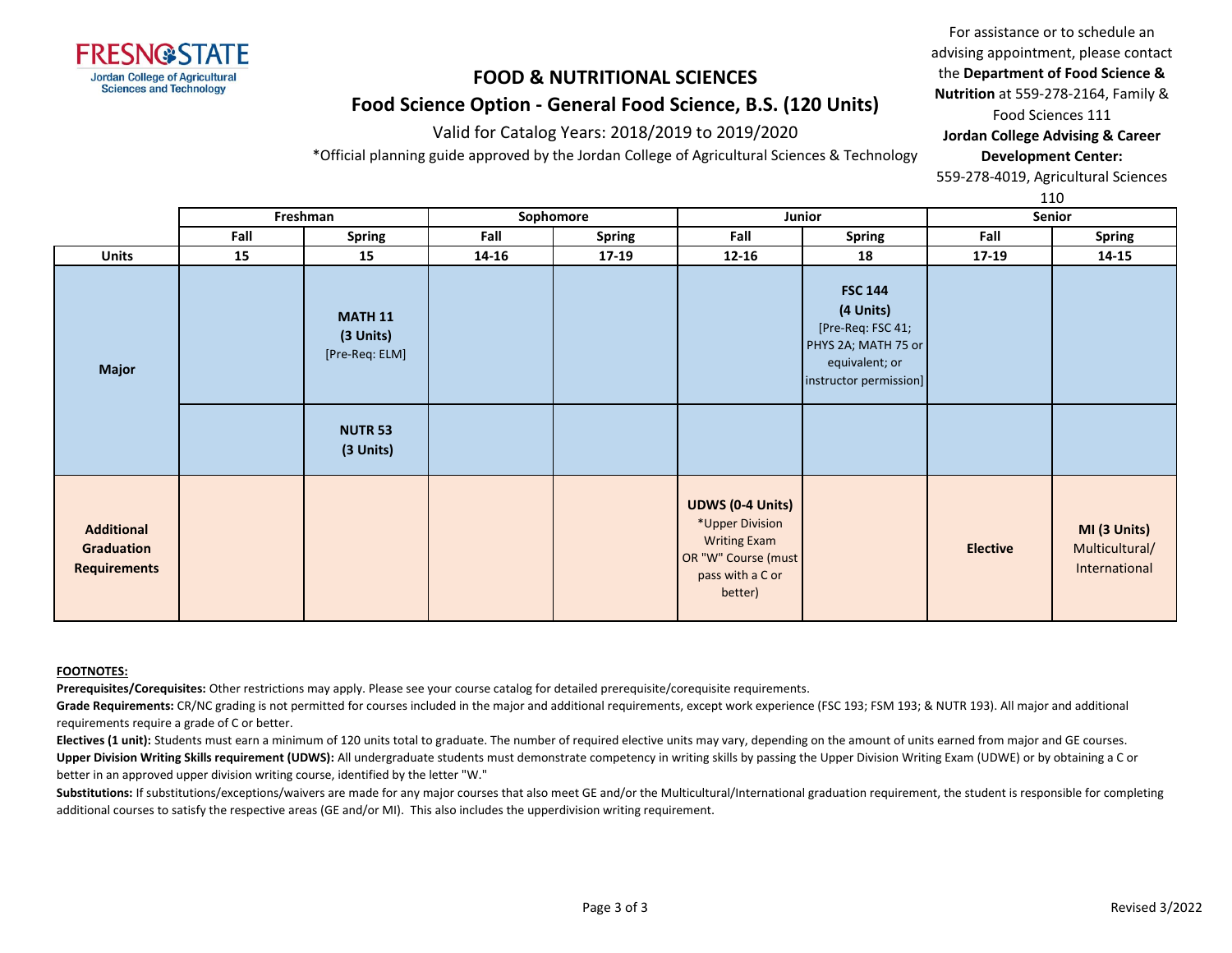FRESNO STATE
Jordan College of Agricultural Sciences and Technology

# FOOD & NUTRITIONAL SCIENCES

## Food Science Option - General Food Science, B.S. (120 Units)

Valid for Catalog Years: 2018/2019 to 2019/2020

*Official planning guide approved by the Jordan College of Agricultural Sciences & Technology

For assistance or to schedule an advising appointment, please contact the **Department of Food Science & Nutrition** at 559-278-2164, Family & Food Sciences 111
**Jordan College Advising & Career Development Center:** 559-278-4019, Agricultural Sciences 110

| | Freshman | | Sophomore | | Junior | | Senior | |
|---|---|---|---|---|---|---|---|---|
| | Fall | Spring | Fall | Spring | Fall | Spring | Fall | Spring |
| **Units** | **15** | **15** | **14-16** | **17-19** | **12-16** | **18** | **17-19** | **14-15** |
| **Major** | | **MATH 11 (3 Units)** [Pre-Req: ELM] | | | | **FSC 144 (4 Units)** [Pre-Req: FSC 41; PHYS 2A; MATH 75 or equivalent; or instructor permission] | | |
| | | **NUTR 53 (3 Units)** | | | | | | |
| **Additional Graduation Requirements** | | | | | **UDWS (0-4 Units)** *Upper Division Writing Exam OR "W" Course (must pass with a C or better) | | **Elective** | **MI (3 Units)** Multicultural/ International |

**FOOTNOTES:**

**Prerequisites/Corequisites:** Other restrictions may apply. Please see your course catalog for detailed prerequisite/corequisite requirements.

**Grade Requirements:** CR/NC grading is not permitted for courses included in the major and additional requirements, except work experience (FSC 193; FSM 193; & NUTR 193). All major and additional requirements require a grade of C or better.

**Electives (1 unit):** Students must earn a minimum of 120 units total to graduate. The number of required elective units may vary, depending on the amount of units earned from major and GE courses.

**Upper Division Writing Skills requirement (UDWS):** All undergraduate students must demonstrate competency in writing skills by passing the Upper Division Writing Exam (UDWE) or by obtaining a C or better in an approved upper division writing course, identified by the letter "W."

**Substitutions:** If substitutions/exceptions/waivers are made for any major courses that also meet GE and/or the Multicultural/International graduation requirement, the student is responsible for completing additional courses to satisfy the respective areas (GE and/or MI). This also includes the upperdivision writing requirement.

Revised 3/2022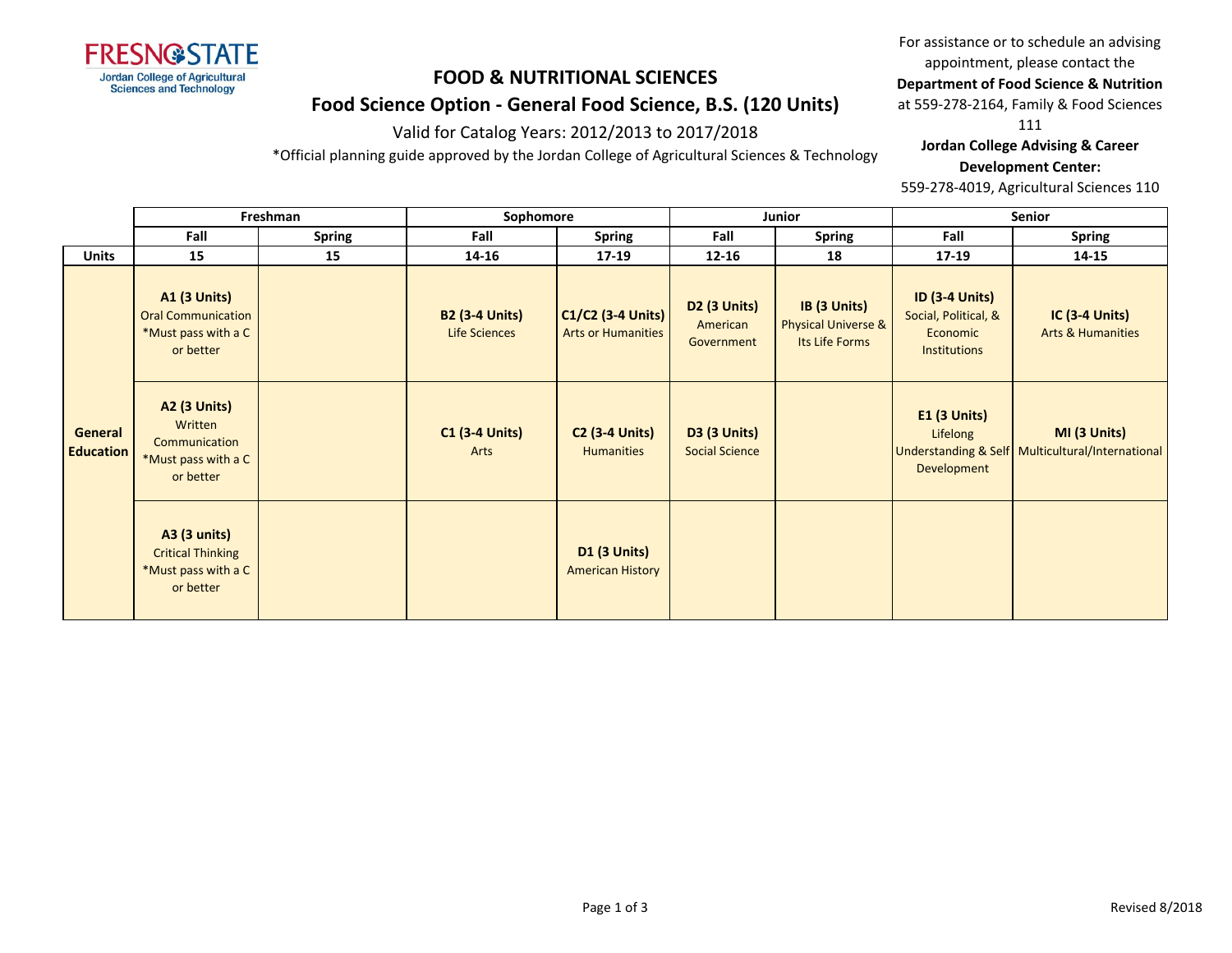# FOOD & NUTRITIONAL SCIENCES

## Food Science Option - General Food Science, B.S. (120 Units)

Valid for Catalog Years: 2012/2013 to 2017/2018

*Official planning guide approved by the Jordan College of Agricultural Sciences & Technology

For assistance or to schedule an advising appointment, please contact the **Department of Food Science & Nutrition** at 559-278-2164, Family & Food Sciences 111

**Jordan College Advising & Career Development Center:** 559-278-4019, Agricultural Sciences 110

| | Freshman | | Sophomore | | Junior | | Senior | |
|---|---|---|---|---|---|---|---|---|
| | **Fall** | **Spring** | **Fall** | **Spring** | **Fall** | **Spring** | **Fall** | **Spring** |
| **Units** | **15** | **15** | **14-16** | **17-19** | **12-16** | **18** | **17-19** | **14-15** |
| **General Education** | **A1 (3 Units)** Oral Communication *Must pass with a C or better | | **B2 (3-4 Units)** Life Sciences | **C1/C2 (3-4 Units)** Arts or Humanities | **D2 (3 Units)** American Government | **IB (3 Units)** Physical Universe & Its Life Forms | **ID (3-4 Units)** Social, Political, & Economic Institutions | **IC (3-4 Units)** Arts & Humanities |
| | **A2 (3 Units)** Written Communication *Must pass with a C or better | | **C1 (3-4 Units)** Arts | **C2 (3-4 Units)** Humanities | **D3 (3 Units)** Social Science | | **E1 (3 Units)** Lifelong Understanding & Self Development | **MI (3 Units)** Multicultural/International |
| | **A3 (3 units)** Critical Thinking *Must pass with a C or better | | | **D1 (3 Units)** American History | | | | |

Revised 8/2018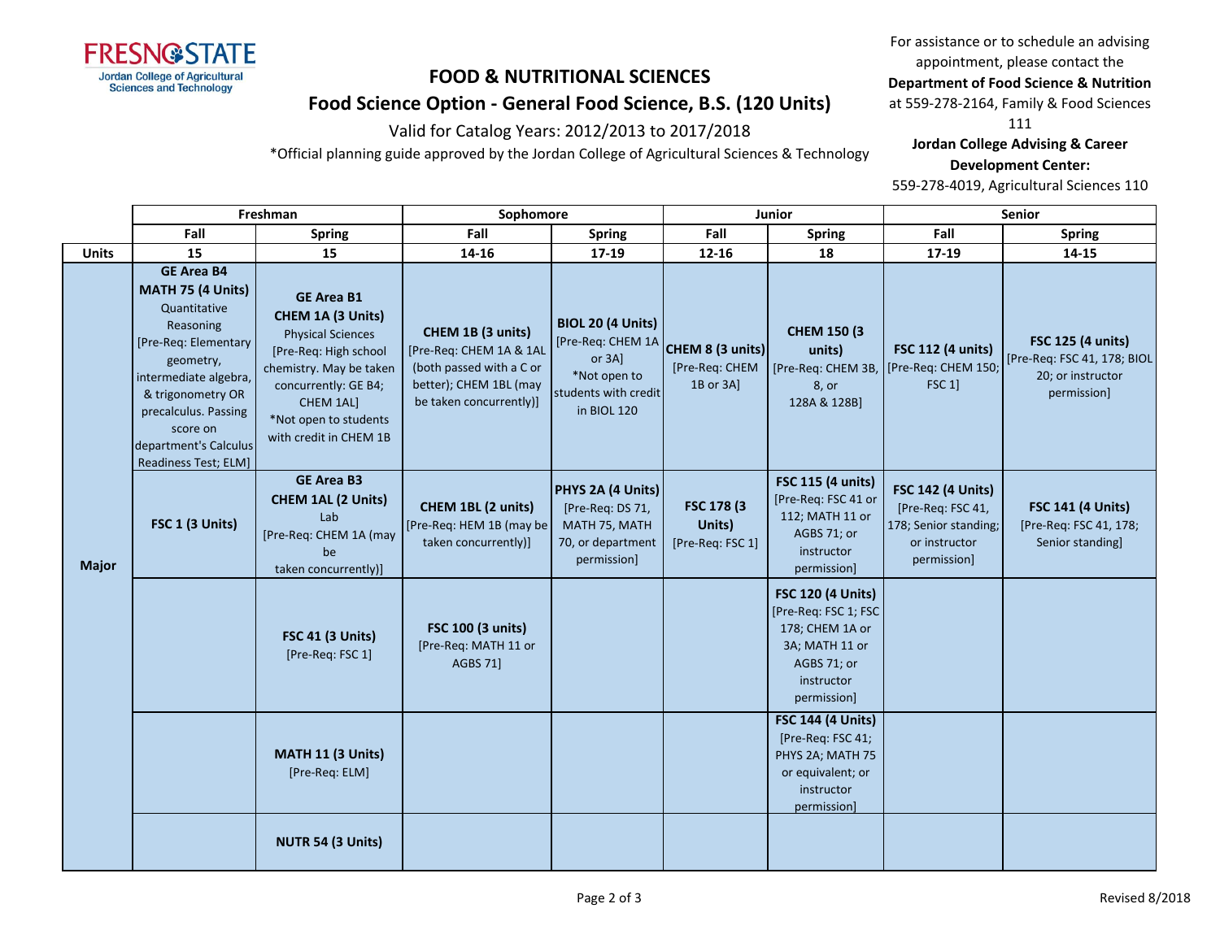# FOOD & NUTRITIONAL SCIENCES

## Food Science Option - General Food Science, B.S. (120 Units)

Valid for Catalog Years: 2012/2013 to 2017/2018

*Official planning guide approved by the Jordan College of Agricultural Sciences & Technology

For assistance or to schedule an advising appointment, please contact the **Department of Food Science & Nutrition** at 559-278-2164, Family & Food Sciences 111

**Jordan College Advising & Career Development Center:** 559-278-4019, Agricultural Sciences 110

| | Freshman | | Sophomore | | Junior | | Senior | |
|---|---|---|---|---|---|---|---|---|
| | **Fall** | **Spring** | **Fall** | **Spring** | **Fall** | **Spring** | **Fall** | **Spring** |
| **Units** | **15** | **15** | **14-16** | **17-19** | **12-16** | **18** | **17-19** | **14-15** |
| **Major** | **GE Area B4** **MATH 75 (4 Units)** Quantitative Reasoning [Pre-Req: Elementary geometry, intermediate algebra, & trigonometry OR precalculus. Passing score on department's Calculus Readiness Test; ELM] | **GE Area B1** **CHEM 1A (3 Units)** Physical Sciences [Pre-Req: High school chemistry. May be taken concurrently: GE B4; CHEM 1AL] *Not open to students with credit in CHEM 1B | **CHEM 1B (3 units)** [Pre-Req: CHEM 1A & 1AL (both passed with a C or better); CHEM 1BL (may be taken concurrently)] | **BIOL 20 (4 Units)** [Pre-Req: CHEM 1A or 3A] *Not open to students with credit in BIOL 120 | **CHEM 8 (3 units)** [Pre-Req: CHEM 1B or 3A] | **CHEM 150 (3 units)** [Pre-Req: CHEM 3B, 8, or 128A & 128B] | **FSC 112 (4 units)** [Pre-Req: CHEM 150; FSC 1] | **FSC 125 (4 units)** [Pre-Req: FSC 41, 178; BIOL 20; or instructor permission] |
| | **FSC 1 (3 Units)** | **GE Area B3** **CHEM 1AL (2 Units)** Lab [Pre-Req: CHEM 1A (may be taken concurrently)] | **CHEM 1BL (2 units)** [Pre-Req: HEM 1B (may be taken concurrently)] | **PHYS 2A (4 Units)** [Pre-Req: DS 71, MATH 75, MATH 70, or department permission] | **FSC 178 (3 Units)** [Pre-Req: FSC 1] | **FSC 115 (4 units)** [Pre-Req: FSC 41 or 112; MATH 11 or AGBS 71; or instructor permission] | **FSC 142 (4 Units)** [Pre-Req: FSC 41, 178; Senior standing; or instructor permission] | **FSC 141 (4 Units)** [Pre-Req: FSC 41, 178; Senior standing] |
| | | **FSC 41 (3 Units)** [Pre-Req: FSC 1] | **FSC 100 (3 units)** [Pre-Req: MATH 11 or AGBS 71] | | | **FSC 120 (4 Units)** [Pre-Req: FSC 1; FSC 178; CHEM 1A or 3A; MATH 11 or AGBS 71; or instructor permission] | | |
| | | **MATH 11 (3 Units)** [Pre-Req: ELM] | | | | **FSC 144 (4 Units)** [Pre-Req: FSC 41; PHYS 2A; MATH 75 or equivalent; or instructor permission] | | |
| | | **NUTR 54 (3 Units)** | | | | | | |

Revised 8/2018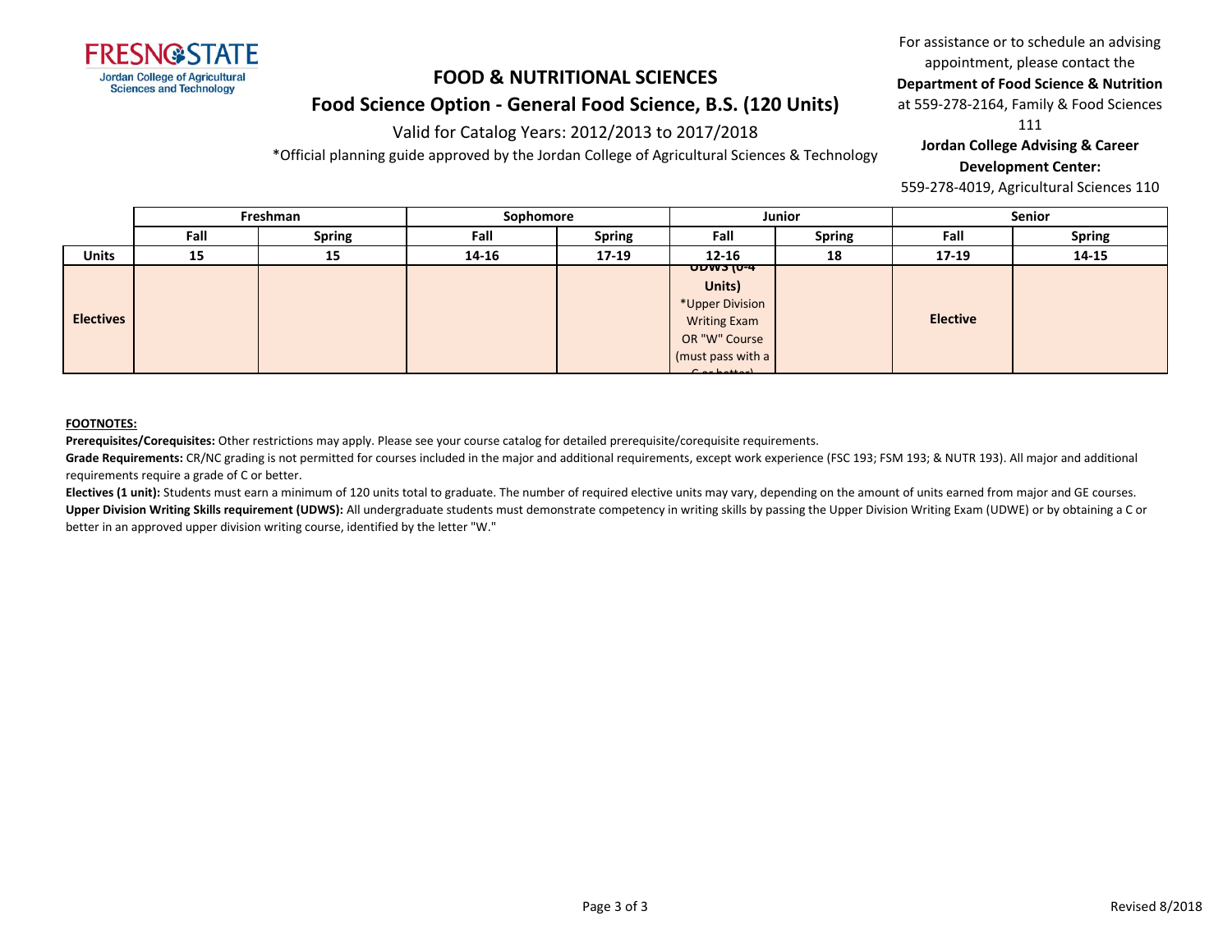# FOOD & NUTRITIONAL SCIENCES

## Food Science Option - General Food Science, B.S. (120 Units)

Valid for Catalog Years: 2012/2013 to 2017/2018

*Official planning guide approved by the Jordan College of Agricultural Sciences & Technology

For assistance or to schedule an advising appointment, please contact the **Department of Food Science & Nutrition** at 559-278-2164, Family & Food Sciences 111

**Jordan College Advising & Career Development Center:**
559-278-4019, Agricultural Sciences 110

| | Freshman | | Sophomore | | Junior | | Senior | |
|---|---|---|---|---|---|---|---|---|
| | **Fall** | **Spring** | **Fall** | **Spring** | **Fall** | **Spring** | **Fall** | **Spring** |
| **Units** | 15 | 15 | 14-16 | 17-19 | 12-16 | 18 | 17-19 | 14-15 |
| **Electives** | | | | | **UDWS (0-4 Units)** *Upper Division Writing Exam OR "W" Course (must pass with a C or better) | | **Elective** | |

**FOOTNOTES:**

**Prerequisites/Corequisites:** Other restrictions may apply. Please see your course catalog for detailed prerequisite/corequisite requirements.

**Grade Requirements:** CR/NC grading is not permitted for courses included in the major and additional requirements, except work experience (FSC 193; FSM 193; & NUTR 193). All major and additional requirements require a grade of C or better.

**Electives (1 unit):** Students must earn a minimum of 120 units total to graduate. The number of required elective units may vary, depending on the amount of units earned from major and GE courses.

**Upper Division Writing Skills requirement (UDWS):** All undergraduate students must demonstrate competency in writing skills by passing the Upper Division Writing Exam (UDWE) or by obtaining a C or better in an approved upper division writing course, identified by the letter "W."

Revised 8/2018